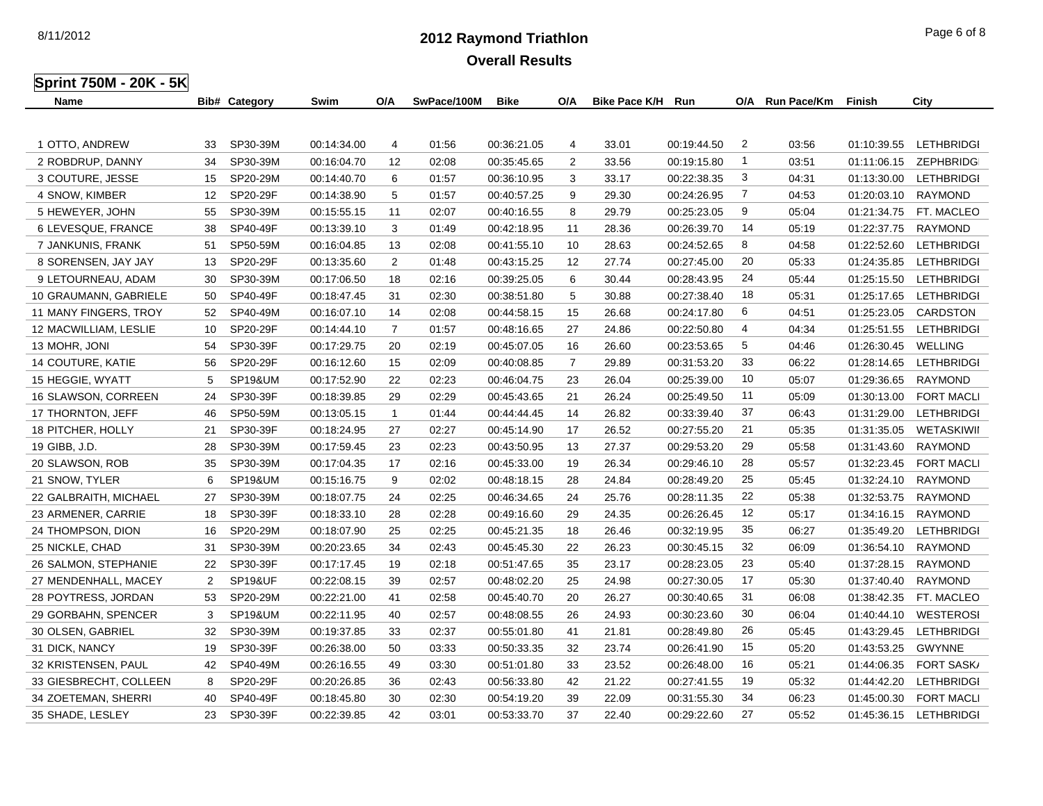# 2012 Raymond Triathlon

## Overall Results

### Sprint 750M - 20K - 5K

| Name | Bib# | Category | Swim | O/A | SwPace/100M | Bike | O/A | Bike Pace K/H | Run | O/A | Run Pace/Km | Finish | City |
|---|---|---|---|---|---|---|---|---|---|---|---|---|---|
| 1 OTTO, ANDREW | 33 | SP30-39M | 00:14:34.00 | 4 | 01:56 | 00:36:21.05 | 4 | 33.01 | 00:19:44.50 | 2 | 03:56 | 01:10:39.55 | LETHBRIDGI |
| 2 ROBDRUP, DANNY | 34 | SP30-39M | 00:16:04.70 | 12 | 02:08 | 00:35:45.65 | 2 | 33.56 | 00:19:15.80 | 1 | 03:51 | 01:11:06.15 | ZEPHBRIDG |
| 3 COUTURE, JESSE | 15 | SP20-29M | 00:14:40.70 | 6 | 01:57 | 00:36:10.95 | 3 | 33.17 | 00:22:38.35 | 3 | 04:31 | 01:13:30.00 | LETHBRIDGI |
| 4 SNOW, KIMBER | 12 | SP20-29F | 00:14:38.90 | 5 | 01:57 | 00:40:57.25 | 9 | 29.30 | 00:24:26.95 | 7 | 04:53 | 01:20:03.10 | RAYMOND |
| 5 HEWEYER, JOHN | 55 | SP30-39M | 00:15:55.15 | 11 | 02:07 | 00:40:16.55 | 8 | 29.79 | 00:25:23.05 | 9 | 05:04 | 01:21:34.75 | FT. MACLEO |
| 6 LEVESQUE, FRANCE | 38 | SP40-49F | 00:13:39.10 | 3 | 01:49 | 00:42:18.95 | 11 | 28.36 | 00:26:39.70 | 14 | 05:19 | 01:22:37.75 | RAYMOND |
| 7 JANKUNIS, FRANK | 51 | SP50-59M | 00:16:04.85 | 13 | 02:08 | 00:41:55.10 | 10 | 28.63 | 00:24:52.65 | 8 | 04:58 | 01:22:52.60 | LETHBRIDGI |
| 8 SORENSEN, JAY JAY | 13 | SP20-29F | 00:13:35.60 | 2 | 01:48 | 00:43:15.25 | 12 | 27.74 | 00:27:45.00 | 20 | 05:33 | 01:24:35.85 | LETHBRIDGI |
| 9 LETOURNEAU, ADAM | 30 | SP30-39M | 00:17:06.50 | 18 | 02:16 | 00:39:25.05 | 6 | 30.44 | 00:28:43.95 | 24 | 05:44 | 01:25:15.50 | LETHBRIDGI |
| 10 GRAUMANN, GABRIELE | 50 | SP40-49F | 00:18:47.45 | 31 | 02:30 | 00:38:51.80 | 5 | 30.88 | 00:27:38.40 | 18 | 05:31 | 01:25:17.65 | LETHBRIDGI |
| 11 MANY FINGERS, TROY | 52 | SP40-49M | 00:16:07.10 | 14 | 02:08 | 00:44:58.15 | 15 | 26.68 | 00:24:17.80 | 6 | 04:51 | 01:25:23.05 | CARDSTON |
| 12 MACWILLIAM, LESLIE | 10 | SP20-29F | 00:14:44.10 | 7 | 01:57 | 00:48:16.65 | 27 | 24.86 | 00:22:50.80 | 4 | 04:34 | 01:25:51.55 | LETHBRIDGI |
| 13 MOHR, JONI | 54 | SP30-39F | 00:17:29.75 | 20 | 02:19 | 00:45:07.05 | 16 | 26.60 | 00:23:53.65 | 5 | 04:46 | 01:26:30.45 | WELLING |
| 14 COUTURE, KATIE | 56 | SP20-29F | 00:16:12.60 | 15 | 02:09 | 00:40:08.85 | 7 | 29.89 | 00:31:53.20 | 33 | 06:22 | 01:28:14.65 | LETHBRIDGI |
| 15 HEGGIE, WYATT | 5 | SP19&UM | 00:17:52.90 | 22 | 02:23 | 00:46:04.75 | 23 | 26.04 | 00:25:39.00 | 10 | 05:07 | 01:29:36.65 | RAYMOND |
| 16 SLAWSON, CORREEN | 24 | SP30-39F | 00:18:39.85 | 29 | 02:29 | 00:45:43.65 | 21 | 26.24 | 00:25:49.50 | 11 | 05:09 | 01:30:13.00 | FORT MACLI |
| 17 THORNTON, JEFF | 46 | SP50-59M | 00:13:05.15 | 1 | 01:44 | 00:44:44.45 | 14 | 26.82 | 00:33:39.40 | 37 | 06:43 | 01:31:29.00 | LETHBRIDGI |
| 18 PITCHER, HOLLY | 21 | SP30-39F | 00:18:24.95 | 27 | 02:27 | 00:45:14.90 | 17 | 26.52 | 00:27:55.20 | 21 | 05:35 | 01:31:35.05 | WETASKIWII |
| 19 GIBB, J.D. | 28 | SP30-39M | 00:17:59.45 | 23 | 02:23 | 00:43:50.95 | 13 | 27.37 | 00:29:53.20 | 29 | 05:58 | 01:31:43.60 | RAYMOND |
| 20 SLAWSON, ROB | 35 | SP30-39M | 00:17:04.35 | 17 | 02:16 | 00:45:33.00 | 19 | 26.34 | 00:29:46.10 | 28 | 05:57 | 01:32:23.45 | FORT MACLI |
| 21 SNOW, TYLER | 6 | SP19&UM | 00:15:16.75 | 9 | 02:02 | 00:48:18.15 | 28 | 24.84 | 00:28:49.20 | 25 | 05:45 | 01:32:24.10 | RAYMOND |
| 22 GALBRAITH, MICHAEL | 27 | SP30-39M | 00:18:07.75 | 24 | 02:25 | 00:46:34.65 | 24 | 25.76 | 00:28:11.35 | 22 | 05:38 | 01:32:53.75 | RAYMOND |
| 23 ARMENER, CARRIE | 18 | SP30-39F | 00:18:33.10 | 28 | 02:28 | 00:49:16.60 | 29 | 24.35 | 00:26:26.45 | 12 | 05:17 | 01:34:16.15 | RAYMOND |
| 24 THOMPSON, DION | 16 | SP20-29M | 00:18:07.90 | 25 | 02:25 | 00:45:21.35 | 18 | 26.46 | 00:32:19.95 | 35 | 06:27 | 01:35:49.20 | LETHBRIDGI |
| 25 NICKLE, CHAD | 31 | SP30-39M | 00:20:23.65 | 34 | 02:43 | 00:45:45.30 | 22 | 26.23 | 00:30:45.15 | 32 | 06:09 | 01:36:54.10 | RAYMOND |
| 26 SALMON, STEPHANIE | 22 | SP30-39F | 00:17:17.45 | 19 | 02:18 | 00:51:47.65 | 35 | 23.17 | 00:28:23.05 | 23 | 05:40 | 01:37:28.15 | RAYMOND |
| 27 MENDENHALL, MACEY | 2 | SP19&UF | 00:22:08.15 | 39 | 02:57 | 00:48:02.20 | 25 | 24.98 | 00:27:30.05 | 17 | 05:30 | 01:37:40.40 | RAYMOND |
| 28 POYTRESS, JORDAN | 53 | SP20-29M | 00:22:21.00 | 41 | 02:58 | 00:45:40.70 | 20 | 26.27 | 00:30:40.65 | 31 | 06:08 | 01:38:42.35 | FT. MACLEO |
| 29 GORBAHN, SPENCER | 3 | SP19&UM | 00:22:11.95 | 40 | 02:57 | 00:48:08.55 | 26 | 24.93 | 00:30:23.60 | 30 | 06:04 | 01:40:44.10 | WESTEROSI |
| 30 OLSEN, GABRIEL | 32 | SP30-39M | 00:19:37.85 | 33 | 02:37 | 00:55:01.80 | 41 | 21.81 | 00:28:49.80 | 26 | 05:45 | 01:43:29.45 | LETHBRIDGI |
| 31 DICK, NANCY | 19 | SP30-39F | 00:26:38.00 | 50 | 03:33 | 00:50:33.35 | 32 | 23.74 | 00:26:41.90 | 15 | 05:20 | 01:43:53.25 | GWYNNE |
| 32 KRISTENSEN, PAUL | 42 | SP40-49M | 00:26:16.55 | 49 | 03:30 | 00:51:01.80 | 33 | 23.52 | 00:26:48.00 | 16 | 05:21 | 01:44:06.35 | FORT SASK/ |
| 33 GIESBRECHT, COLLEEN | 8 | SP20-29F | 00:20:26.85 | 36 | 02:43 | 00:56:33.80 | 42 | 21.22 | 00:27:41.55 | 19 | 05:32 | 01:44:42.20 | LETHBRIDGI |
| 34 ZOETEMAN, SHERRI | 40 | SP40-49F | 00:18:45.80 | 30 | 02:30 | 00:54:19.20 | 39 | 22.09 | 00:31:55.30 | 34 | 06:23 | 01:45:00.30 | FORT MACLI |
| 35 SHADE, LESLEY | 23 | SP30-39F | 00:22:39.85 | 42 | 03:01 | 00:53:33.70 | 37 | 22.40 | 00:29:22.60 | 27 | 05:52 | 01:45:36.15 | LETHBRIDGI |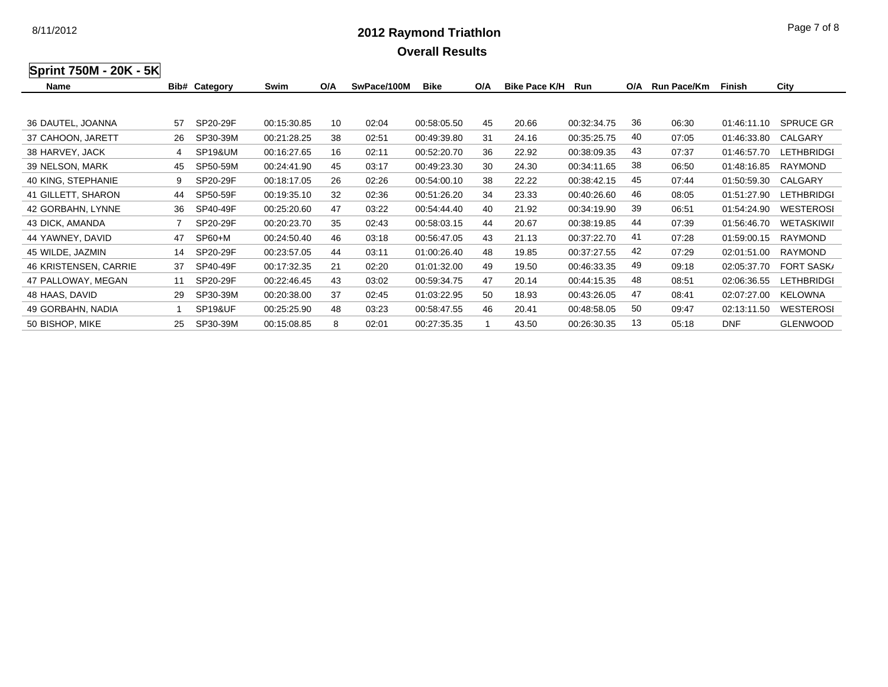## Sprint 750M - 20K - 5K

| Name | Bib# | Category | Swim | O/A | SwPace/100M | Bike | O/A | Bike Pace K/H | Run | O/A | Run Pace/Km | Finish | City |
|---|---|---|---|---|---|---|---|---|---|---|---|---|---|
| 36 DAUTEL, JOANNA | 57 | SP20-29F | 00:15:30.85 | 10 | 02:04 | 00:58:05.50 | 45 | 20.66 | 00:32:34.75 | 36 | 06:30 | 01:46:11.10 | SPRUCE GR |
| 37 CAHOON, JARETT | 26 | SP30-39M | 00:21:28.25 | 38 | 02:51 | 00:49:39.80 | 31 | 24.16 | 00:35:25.75 | 40 | 07:05 | 01:46:33.80 | CALGARY |
| 38 HARVEY, JACK | 4 | SP19&UM | 00:16:27.65 | 16 | 02:11 | 00:52:20.70 | 36 | 22.92 | 00:38:09.35 | 43 | 07:37 | 01:46:57.70 | LETHBRIDGI |
| 39 NELSON, MARK | 45 | SP50-59M | 00:24:41.90 | 45 | 03:17 | 00:49:23.30 | 30 | 24.30 | 00:34:11.65 | 38 | 06:50 | 01:48:16.85 | RAYMOND |
| 40 KING, STEPHANIE | 9 | SP20-29F | 00:18:17.05 | 26 | 02:26 | 00:54:00.10 | 38 | 22.22 | 00:38:42.15 | 45 | 07:44 | 01:50:59.30 | CALGARY |
| 41 GILLETT, SHARON | 44 | SP50-59F | 00:19:35.10 | 32 | 02:36 | 00:51:26.20 | 34 | 23.33 | 00:40:26.60 | 46 | 08:05 | 01:51:27.90 | LETHBRIDGI |
| 42 GORBAHN, LYNNE | 36 | SP40-49F | 00:25:20.60 | 47 | 03:22 | 00:54:44.40 | 40 | 21.92 | 00:34:19.90 | 39 | 06:51 | 01:54:24.90 | WESTEROSI |
| 43 DICK, AMANDA | 7 | SP20-29F | 00:20:23.70 | 35 | 02:43 | 00:58:03.15 | 44 | 20.67 | 00:38:19.85 | 44 | 07:39 | 01:56:46.70 | WETASKIWII |
| 44 YAWNEY, DAVID | 47 | SP60+M | 00:24:50.40 | 46 | 03:18 | 00:56:47.05 | 43 | 21.13 | 00:37:22.70 | 41 | 07:28 | 01:59:00.15 | RAYMOND |
| 45 WILDE, JAZMIN | 14 | SP20-29F | 00:23:57.05 | 44 | 03:11 | 01:00:26.40 | 48 | 19.85 | 00:37:27.55 | 42 | 07:29 | 02:01:51.00 | RAYMOND |
| 46 KRISTENSEN, CARRIE | 37 | SP40-49F | 00:17:32.35 | 21 | 02:20 | 01:01:32.00 | 49 | 19.50 | 00:46:33.35 | 49 | 09:18 | 02:05:37.70 | FORT SASK/ |
| 47 PALLOWAY, MEGAN | 11 | SP20-29F | 00:22:46.45 | 43 | 03:02 | 00:59:34.75 | 47 | 20.14 | 00:44:15.35 | 48 | 08:51 | 02:06:36.55 | LETHBRIDGI |
| 48 HAAS, DAVID | 29 | SP30-39M | 00:20:38.00 | 37 | 02:45 | 01:03:22.95 | 50 | 18.93 | 00:43:26.05 | 47 | 08:41 | 02:07:27.00 | KELOWNA |
| 49 GORBAHN, NADIA | 1 | SP19&UF | 00:25:25.90 | 48 | 03:23 | 00:58:47.55 | 46 | 20.41 | 00:48:58.05 | 50 | 09:47 | 02:13:11.50 | WESTEROSI |
| 50 BISHOP, MIKE | 25 | SP30-39M | 00:15:08.85 | 8 | 02:01 | 00:27:35.35 | 1 | 43.50 | 00:26:30.35 | 13 | 05:18 | DNF | GLENWOOD |